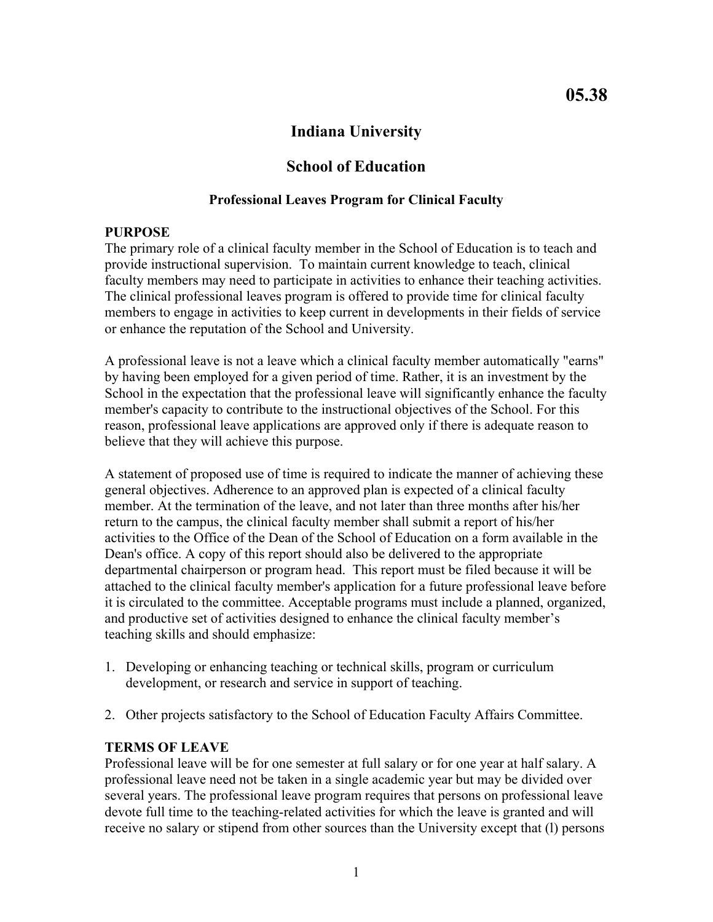05.38

# Indiana University

# School of Education

### Professional Leaves Program for Clinical Faculty

**PURPOSE**

The primary role of a clinical faculty member in the School of Education is to teach and provide instructional supervision. To maintain current knowledge to teach, clinical faculty members may need to participate in activities to enhance their teaching activities. The clinical professional leaves program is offered to provide time for clinical faculty members to engage in activities to keep current in developments in their fields of service or enhance the reputation of the School and University.

A professional leave is not a leave which a clinical faculty member automatically "earns" by having been employed for a given period of time. Rather, it is an investment by the School in the expectation that the professional leave will significantly enhance the faculty member's capacity to contribute to the instructional objectives of the School. For this reason, professional leave applications are approved only if there is adequate reason to believe that they will achieve this purpose.

A statement of proposed use of time is required to indicate the manner of achieving these general objectives. Adherence to an approved plan is expected of a clinical faculty member. At the termination of the leave, and not later than three months after his/her return to the campus, the clinical faculty member shall submit a report of his/her activities to the Office of the Dean of the School of Education on a form available in the Dean's office. A copy of this report should also be delivered to the appropriate departmental chairperson or program head. This report must be filed because it will be attached to the clinical faculty member's application for a future professional leave before it is circulated to the committee. Acceptable programs must include a planned, organized, and productive set of activities designed to enhance the clinical faculty member's teaching skills and should emphasize:

1. Developing or enhancing teaching or technical skills, program or curriculum development, or research and service in support of teaching.
2. Other projects satisfactory to the School of Education Faculty Affairs Committee.

**TERMS OF LEAVE**

Professional leave will be for one semester at full salary or for one year at half salary. A professional leave need not be taken in a single academic year but may be divided over several years. The professional leave program requires that persons on professional leave devote full time to the teaching-related activities for which the leave is granted and will receive no salary or stipend from other sources than the University except that (l) persons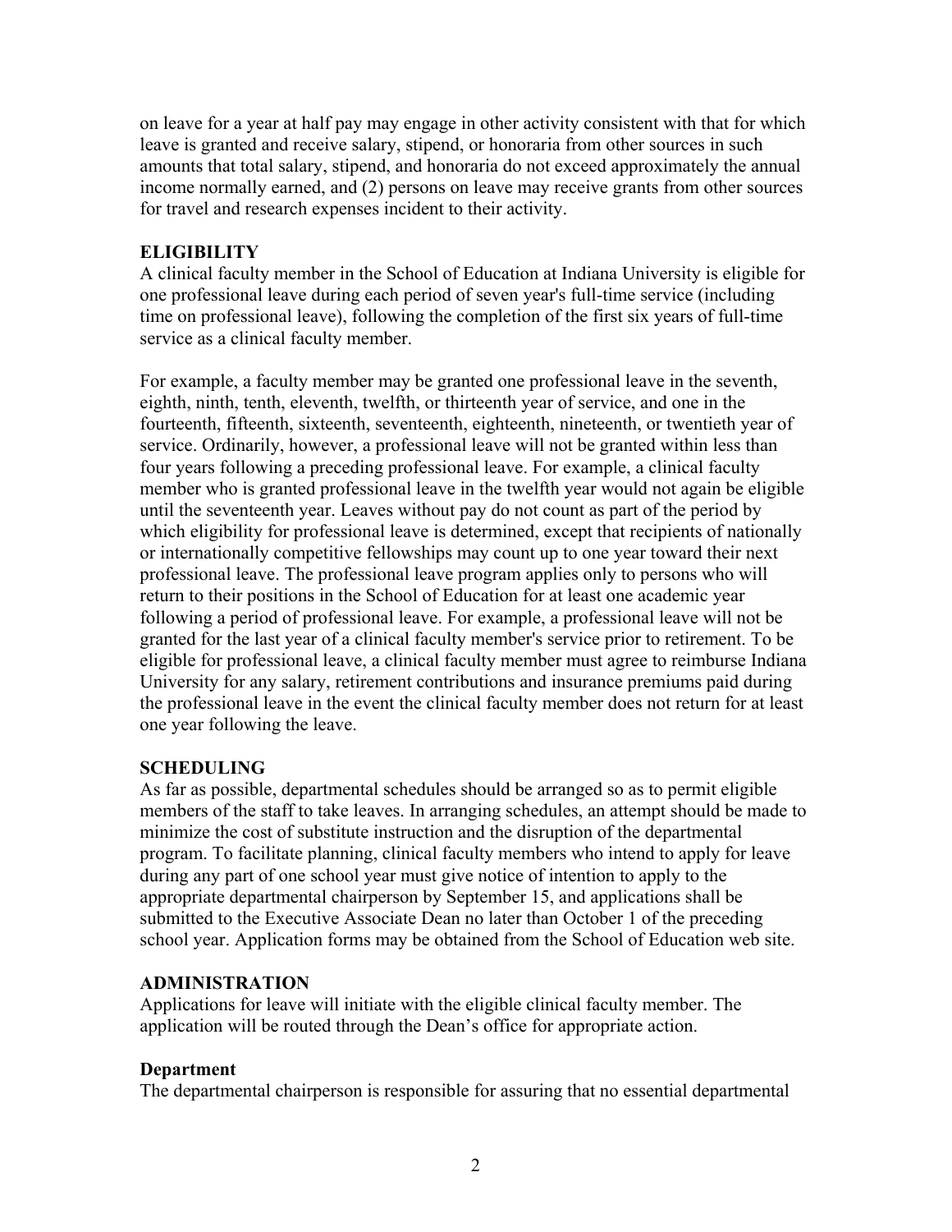on leave for a year at half pay may engage in other activity consistent with that for which leave is granted and receive salary, stipend, or honoraria from other sources in such amounts that total salary, stipend, and honoraria do not exceed approximately the annual income normally earned, and (2) persons on leave may receive grants from other sources for travel and research expenses incident to their activity.

**ELIGIBILITY**

A clinical faculty member in the School of Education at Indiana University is eligible for one professional leave during each period of seven year's full-time service (including time on professional leave), following the completion of the first six years of full-time service as a clinical faculty member.

For example, a faculty member may be granted one professional leave in the seventh, eighth, ninth, tenth, eleventh, twelfth, or thirteenth year of service, and one in the fourteenth, fifteenth, sixteenth, seventeenth, eighteenth, nineteenth, or twentieth year of service. Ordinarily, however, a professional leave will not be granted within less than four years following a preceding professional leave. For example, a clinical faculty member who is granted professional leave in the twelfth year would not again be eligible until the seventeenth year. Leaves without pay do not count as part of the period by which eligibility for professional leave is determined, except that recipients of nationally or internationally competitive fellowships may count up to one year toward their next professional leave. The professional leave program applies only to persons who will return to their positions in the School of Education for at least one academic year following a period of professional leave. For example, a professional leave will not be granted for the last year of a clinical faculty member's service prior to retirement. To be eligible for professional leave, a clinical faculty member must agree to reimburse Indiana University for any salary, retirement contributions and insurance premiums paid during the professional leave in the event the clinical faculty member does not return for at least one year following the leave.

**SCHEDULING**

As far as possible, departmental schedules should be arranged so as to permit eligible members of the staff to take leaves. In arranging schedules, an attempt should be made to minimize the cost of substitute instruction and the disruption of the departmental program. To facilitate planning, clinical faculty members who intend to apply for leave during any part of one school year must give notice of intention to apply to the appropriate departmental chairperson by September 15, and applications shall be submitted to the Executive Associate Dean no later than October 1 of the preceding school year. Application forms may be obtained from the School of Education web site.

**ADMINISTRATION**

Applications for leave will initiate with the eligible clinical faculty member. The application will be routed through the Dean's office for appropriate action.

**Department**

The departmental chairperson is responsible for assuring that no essential departmental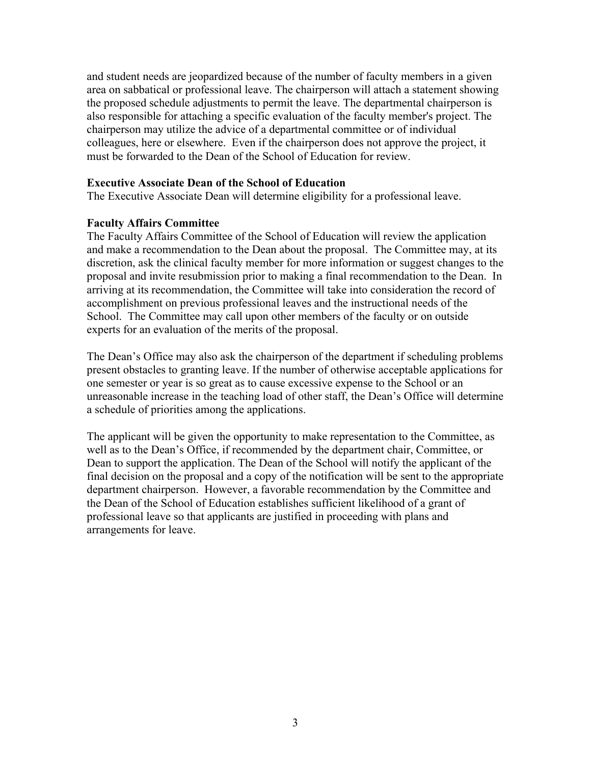and student needs are jeopardized because of the number of faculty members in a given area on sabbatical or professional leave. The chairperson will attach a statement showing the proposed schedule adjustments to permit the leave. The departmental chairperson is also responsible for attaching a specific evaluation of the faculty member's project. The chairperson may utilize the advice of a departmental committee or of individual colleagues, here or elsewhere. Even if the chairperson does not approve the project, it must be forwarded to the Dean of the School of Education for review.

**Executive Associate Dean of the School of Education**
The Executive Associate Dean will determine eligibility for a professional leave.

**Faculty Affairs Committee**
The Faculty Affairs Committee of the School of Education will review the application and make a recommendation to the Dean about the proposal. The Committee may, at its discretion, ask the clinical faculty member for more information or suggest changes to the proposal and invite resubmission prior to making a final recommendation to the Dean. In arriving at its recommendation, the Committee will take into consideration the record of accomplishment on previous professional leaves and the instructional needs of the School. The Committee may call upon other members of the faculty or on outside experts for an evaluation of the merits of the proposal.

The Dean's Office may also ask the chairperson of the department if scheduling problems present obstacles to granting leave. If the number of otherwise acceptable applications for one semester or year is so great as to cause excessive expense to the School or an unreasonable increase in the teaching load of other staff, the Dean's Office will determine a schedule of priorities among the applications.

The applicant will be given the opportunity to make representation to the Committee, as well as to the Dean's Office, if recommended by the department chair, Committee, or Dean to support the application. The Dean of the School will notify the applicant of the final decision on the proposal and a copy of the notification will be sent to the appropriate department chairperson. However, a favorable recommendation by the Committee and the Dean of the School of Education establishes sufficient likelihood of a grant of professional leave so that applicants are justified in proceeding with plans and arrangements for leave.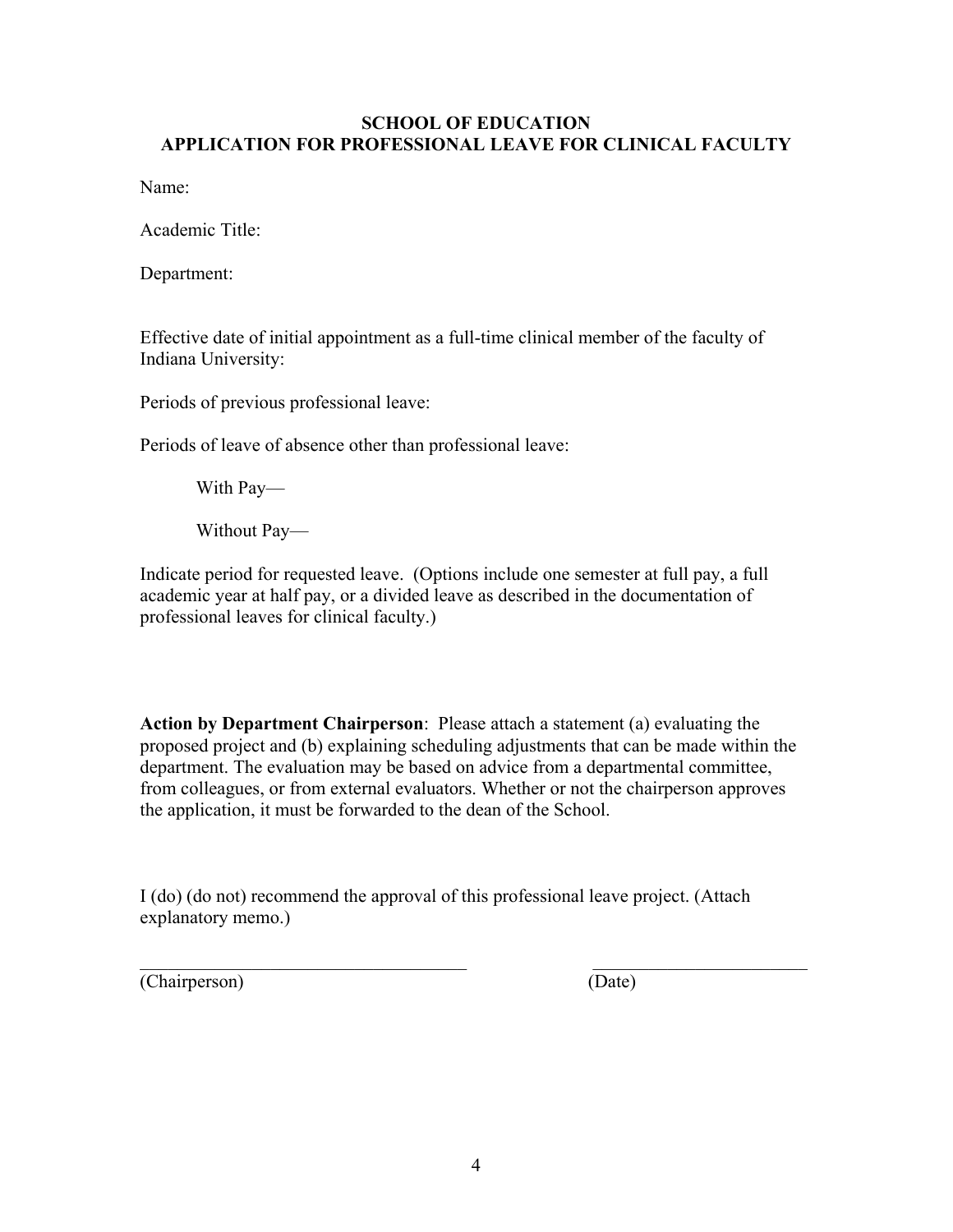## SCHOOL OF EDUCATION
## APPLICATION FOR PROFESSIONAL LEAVE FOR CLINICAL FACULTY

Name:

Academic Title:

Department:

Effective date of initial appointment as a full-time clinical member of the faculty of Indiana University:

Periods of previous professional leave:

Periods of leave of absence other than professional leave:

With Pay—

Without Pay—

Indicate period for requested leave. (Options include one semester at full pay, a full academic year at half pay, or a divided leave as described in the documentation of professional leaves for clinical faculty.)

**Action by Department Chairperson**: Please attach a statement (a) evaluating the proposed project and (b) explaining scheduling adjustments that can be made within the department. The evaluation may be based on advice from a departmental committee, from colleagues, or from external evaluators. Whether or not the chairperson approves the application, it must be forwarded to the dean of the School.

I (do) (do not) recommend the approval of this professional leave project. (Attach explanatory memo.)

_____________________________________ (Chairperson)

________________________ (Date)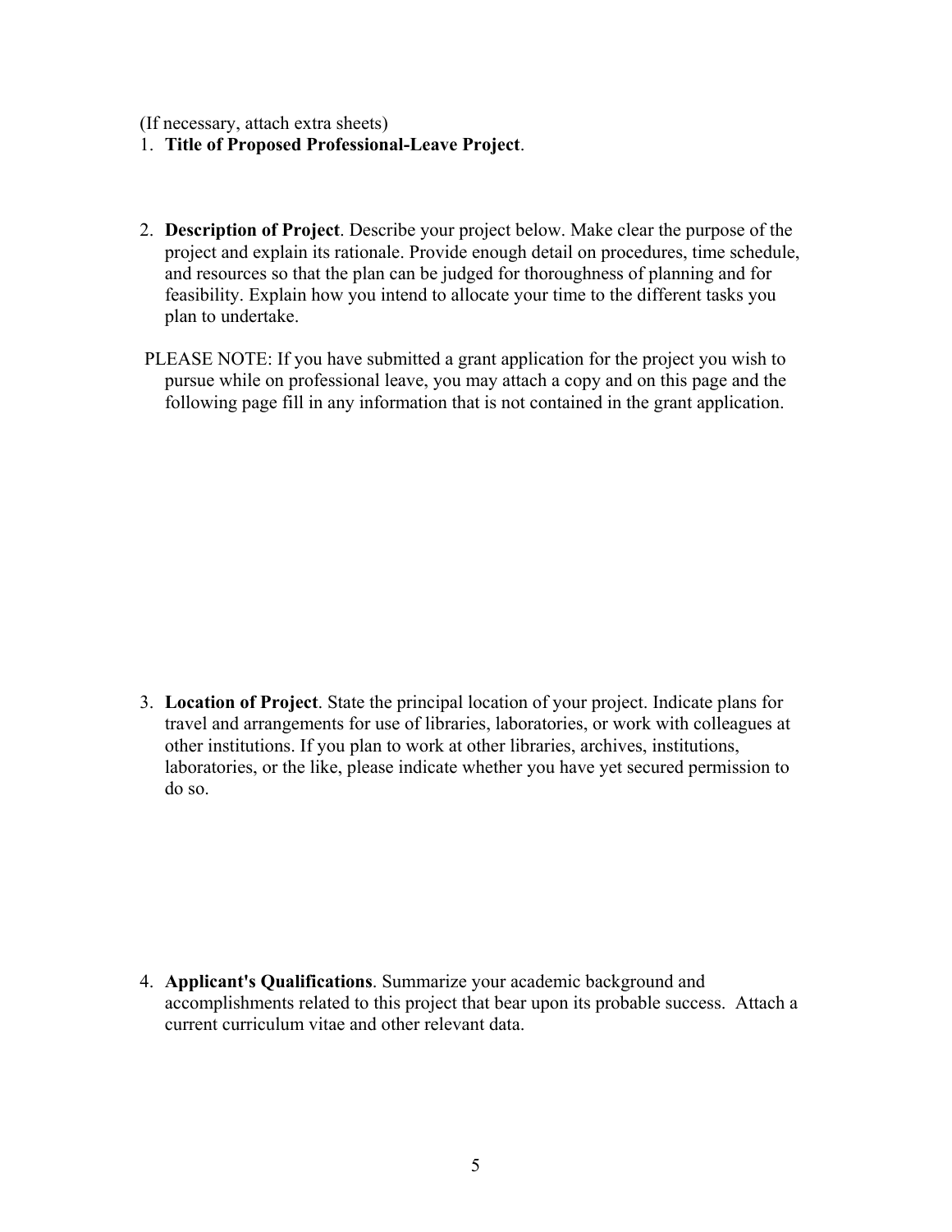(If necessary, attach extra sheets)

1. **Title of Proposed Professional-Leave Project**.

2. **Description of Project**. Describe your project below. Make clear the purpose of the project and explain its rationale. Provide enough detail on procedures, time schedule, and resources so that the plan can be judged for thoroughness of planning and for feasibility. Explain how you intend to allocate your time to the different tasks you plan to undertake.

   PLEASE NOTE: If you have submitted a grant application for the project you wish to pursue while on professional leave, you may attach a copy and on this page and the following page fill in any information that is not contained in the grant application.

3. **Location of Project**. State the principal location of your project. Indicate plans for travel and arrangements for use of libraries, laboratories, or work with colleagues at other institutions. If you plan to work at other libraries, archives, institutions, laboratories, or the like, please indicate whether you have yet secured permission to do so.

4. **Applicant's Qualifications**. Summarize your academic background and accomplishments related to this project that bear upon its probable success. Attach a current curriculum vitae and other relevant data.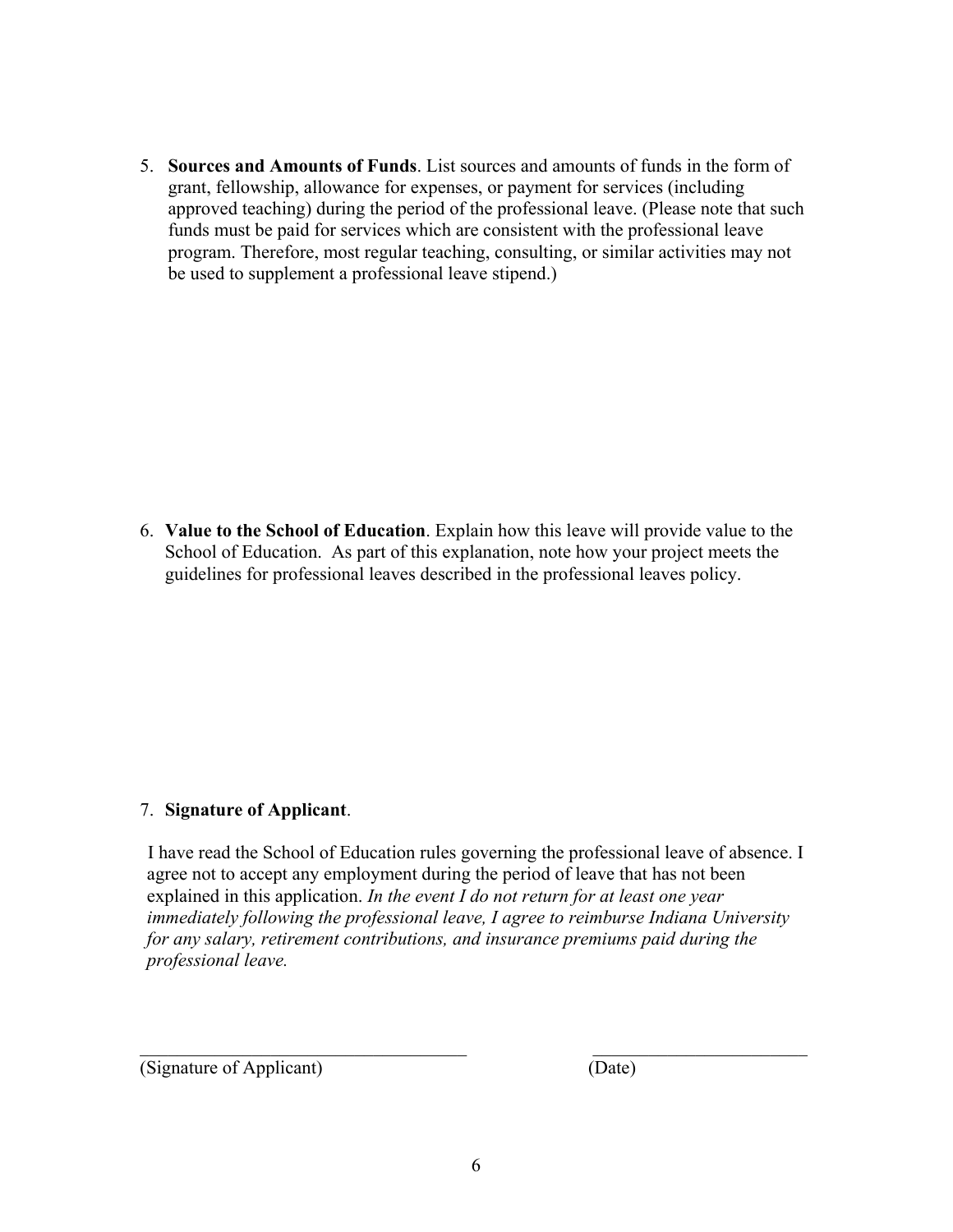5. **Sources and Amounts of Funds**. List sources and amounts of funds in the form of grant, fellowship, allowance for expenses, or payment for services (including approved teaching) during the period of the professional leave. (Please note that such funds must be paid for services which are consistent with the professional leave program. Therefore, most regular teaching, consulting, or similar activities may not be used to supplement a professional leave stipend.)

6. **Value to the School of Education**. Explain how this leave will provide value to the School of Education. As part of this explanation, note how your project meets the guidelines for professional leaves described in the professional leaves policy.

7. **Signature of Applicant**.

I have read the School of Education rules governing the professional leave of absence. I agree not to accept any employment during the period of leave that has not been explained in this application. *In the event I do not return for at least one year immediately following the professional leave, I agree to reimburse Indiana University for any salary, retirement contributions, and insurance premiums paid during the professional leave.*

\_\_\_\_\_\_\_\_\_\_\_\_\_\_\_\_\_\_\_\_\_\_\_\_\_\_\_\_\_\_\_\_\_\_\_ \_\_\_\_\_\_\_\_\_\_\_\_\_\_\_\_\_\_\_\_\_\_\_

(Signature of Applicant) (Date)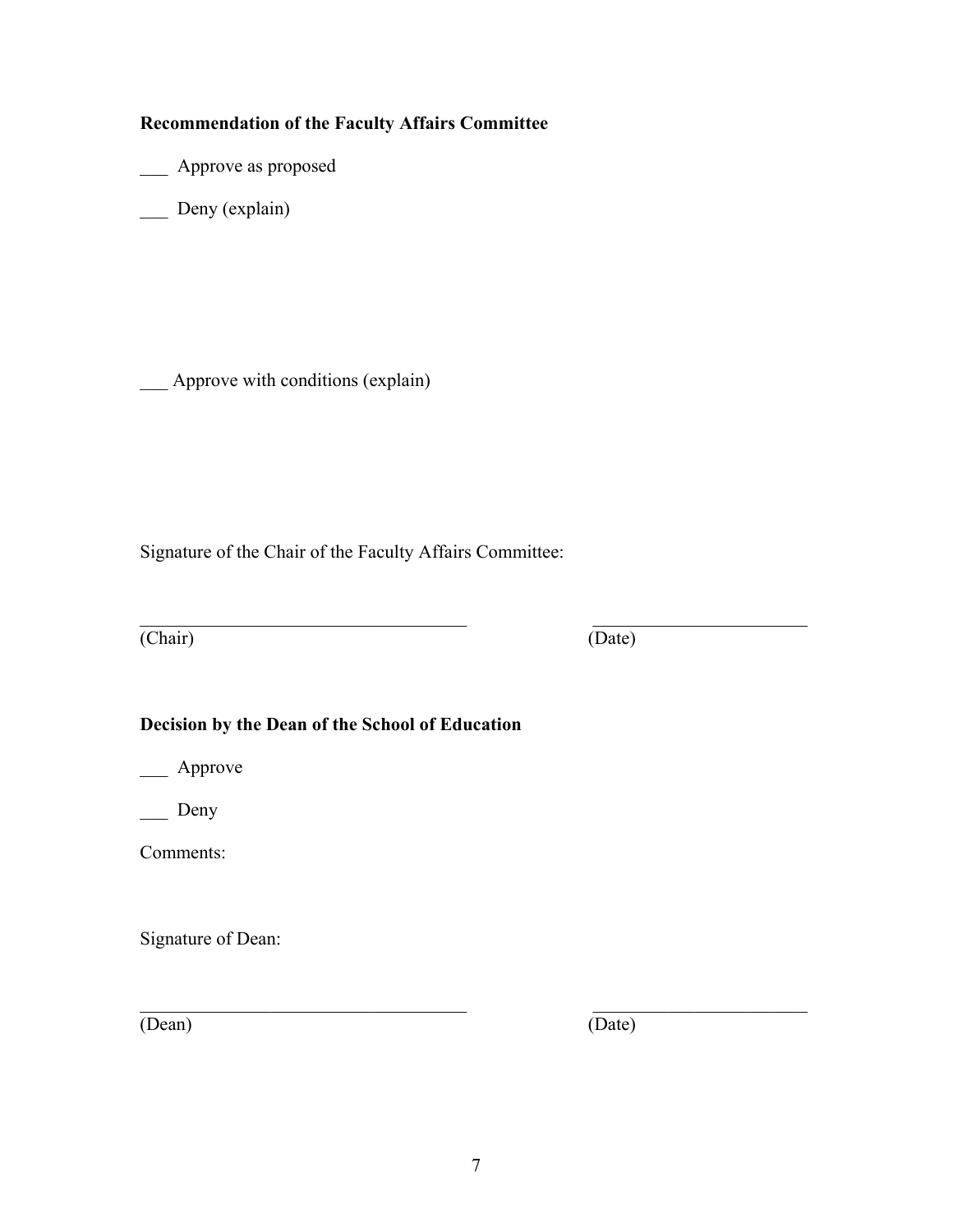**Recommendation of the Faculty Affairs Committee**

___ Approve as proposed

___ Deny (explain)

___ Approve with conditions (explain)

Signature of the Chair of the Faculty Affairs Committee:

____________________________________ ________________________
(Chair) (Date)

**Decision by the Dean of the School of Education**

___ Approve

___ Deny

Comments:

Signature of Dean:

____________________________________ ________________________
(Dean) (Date)